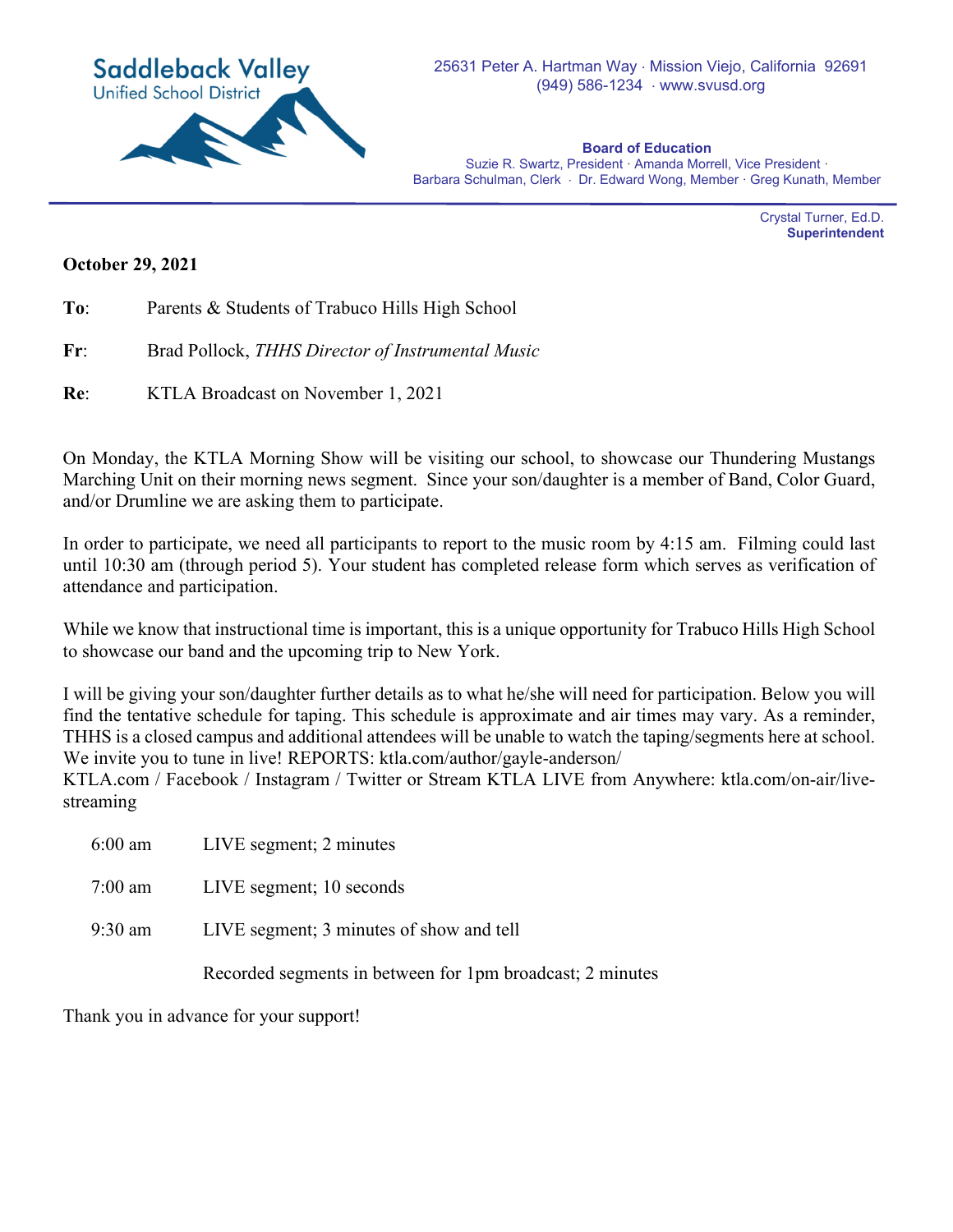# Saddleback Valley
Unified School District

25631 Peter A. Hartman Way · Mission Viejo, California 92691
(949) 586-1234 · www.svusd.org

**Board of Education**
Suzie R. Swartz, President · Amanda Morrell, Vice President ·
Barbara Schulman, Clerk · Dr. Edward Wong, Member · Greg Kunath, Member

Crystal Turner, Ed.D.
**Superintendent**

**October 29, 2021**

**To**: Parents & Students of Trabuco Hills High School

**Fr**: Brad Pollock, *THHS Director of Instrumental Music*

**Re**: KTLA Broadcast on November 1, 2021

On Monday, the KTLA Morning Show will be visiting our school, to showcase our Thundering Mustangs Marching Unit on their morning news segment. Since your son/daughter is a member of Band, Color Guard, and/or Drumline we are asking them to participate.

In order to participate, we need all participants to report to the music room by 4:15 am. Filming could last until 10:30 am (through period 5). Your student has completed release form which serves as verification of attendance and participation.

While we know that instructional time is important, this is a unique opportunity for Trabuco Hills High School to showcase our band and the upcoming trip to New York.

I will be giving your son/daughter further details as to what he/she will need for participation. Below you will find the tentative schedule for taping. This schedule is approximate and air times may vary. As a reminder, THHS is a closed campus and additional attendees will be unable to watch the taping/segments here at school. We invite you to tune in live! REPORTS: ktla.com/author/gayle-anderson/
KTLA.com / Facebook / Instagram / Twitter or Stream KTLA LIVE from Anywhere: ktla.com/on-air/live-streaming

| | |
|---|---|
| 6:00 am | LIVE segment; 2 minutes |
| 7:00 am | LIVE segment; 10 seconds |
| 9:30 am | LIVE segment; 3 minutes of show and tell |
| | Recorded segments in between for 1pm broadcast; 2 minutes |

Thank you in advance for your support!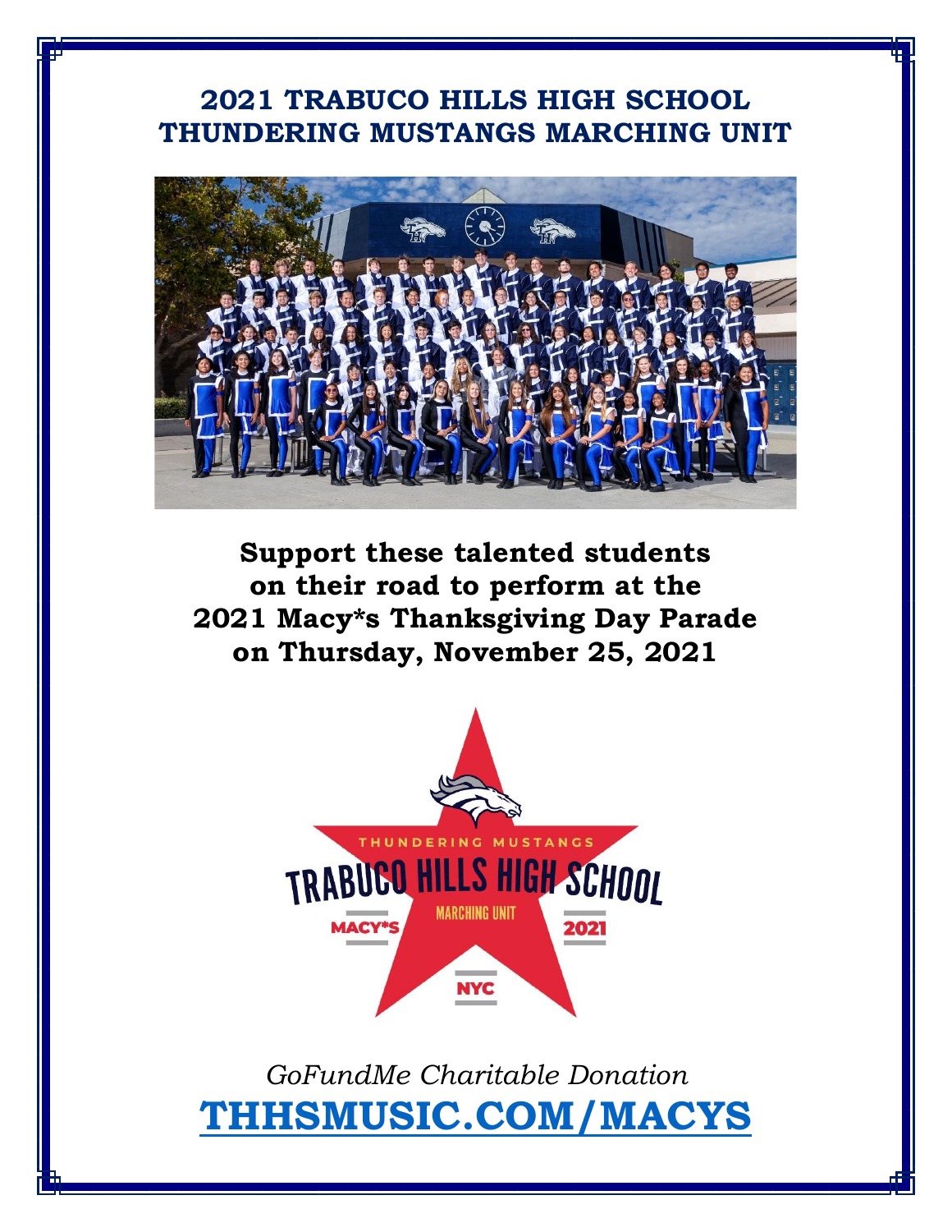# 2021 TRABUCO HILLS HIGH SCHOOL THUNDERING MUSTANGS MARCHING UNIT

**Support these talented students on their road to perform at the 2021 Macy*s Thanksgiving Day Parade on Thursday, November 25, 2021**

*GoFundMe Charitable Donation*

**THHSMUSIC.COM/MACYS**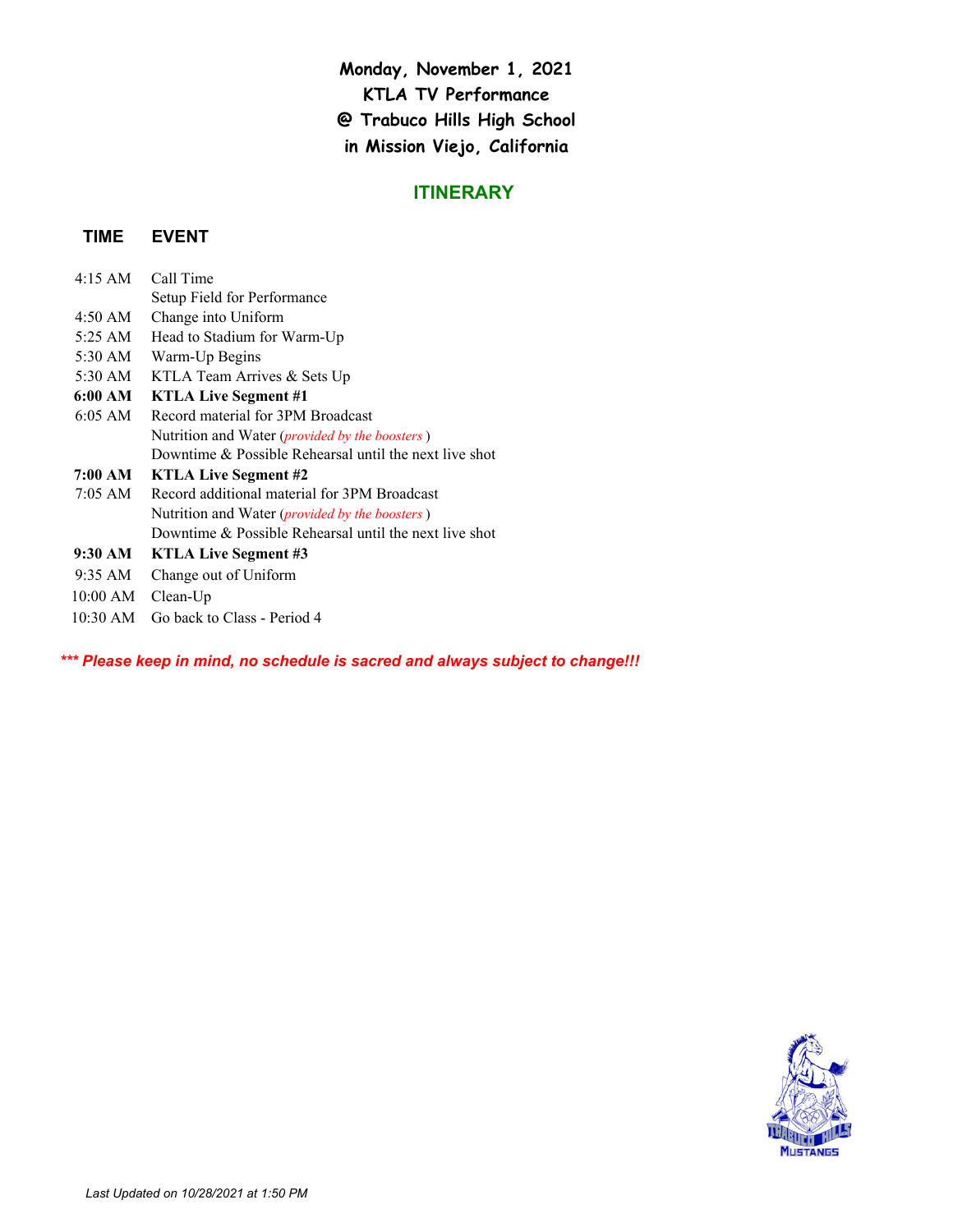**Monday, November 1, 2021**
**KTLA TV Performance**
**@ Trabuco Hills High School**
**in Mission Viejo, California**

## ITINERARY

| TIME | EVENT |
|---|---|
| 4:15 AM | Call Time |
| | Setup Field for Performance |
| 4:50 AM | Change into Uniform |
| 5:25 AM | Head to Stadium for Warm-Up |
| 5:30 AM | Warm-Up Begins |
| 5:30 AM | KTLA Team Arrives & Sets Up |
| **6:00 AM** | **KTLA Live Segment #1** |
| 6:05 AM | Record material for 3PM Broadcast |
| | Nutrition and Water (*provided by the boosters* ) |
| | Downtime & Possible Rehearsal until the next live shot |
| **7:00 AM** | **KTLA Live Segment #2** |
| 7:05 AM | Record additional material for 3PM Broadcast |
| | Nutrition and Water (*provided by the boosters* ) |
| | Downtime & Possible Rehearsal until the next live shot |
| **9:30 AM** | **KTLA Live Segment #3** |
| 9:35 AM | Change out of Uniform |
| 10:00 AM | Clean-Up |
| 10:30 AM | Go back to Class - Period 4 |

***\*\*\* Please keep in mind, no schedule is sacred and always subject to change!!!***

TRABUCO HILLS MUSTANGS

*Last Updated on 10/28/2021 at 1:50 PM*